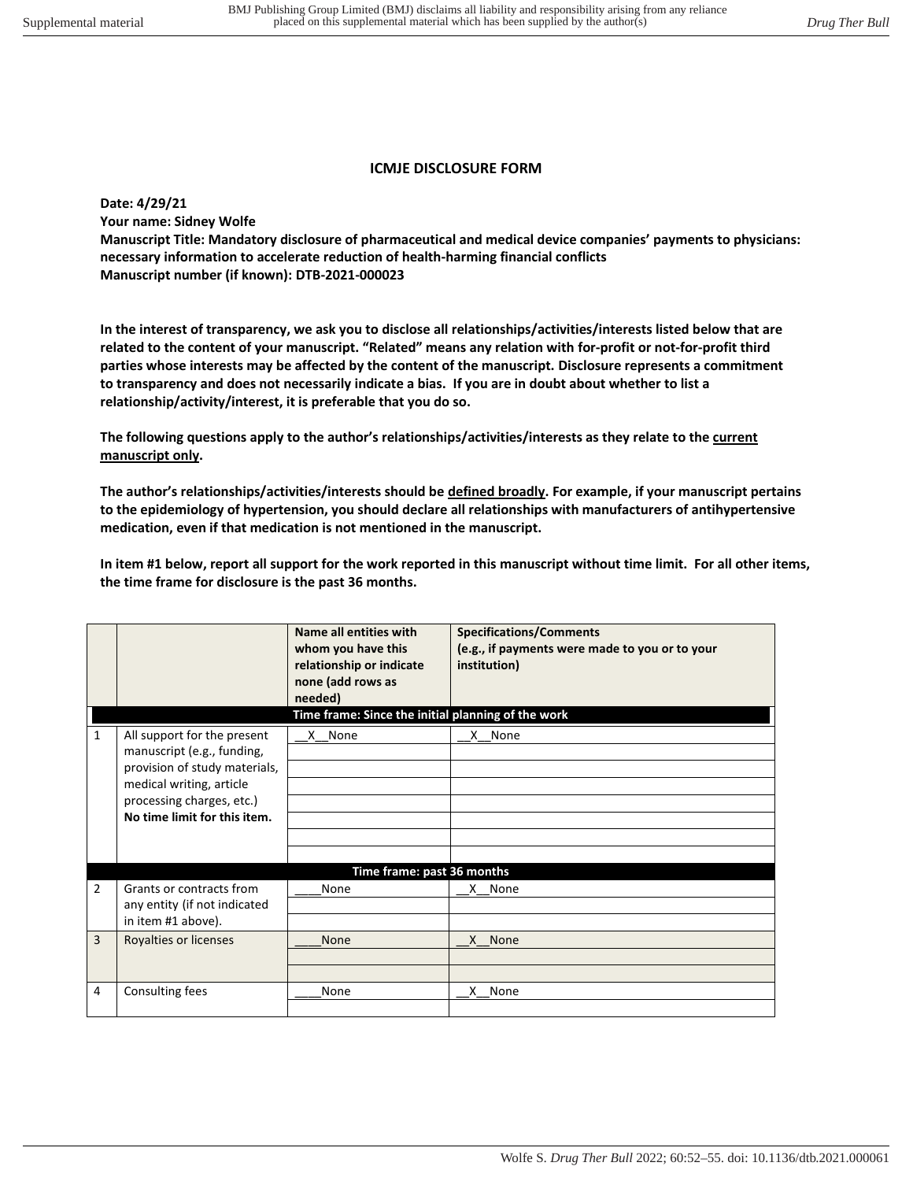## ICMJE DISCLOSURE FORM

**Date: 4/29/21**
**Your name: Sidney Wolfe**
**Manuscript Title: Mandatory disclosure of pharmaceutical and medical device companies' payments to physicians: necessary information to accelerate reduction of health-harming financial conflicts**
**Manuscript number (if known): DTB-2021-000023**

**In the interest of transparency, we ask you to disclose all relationships/activities/interests listed below that are related to the content of your manuscript. "Related" means any relation with for-profit or not-for-profit third parties whose interests may be affected by the content of the manuscript. Disclosure represents a commitment to transparency and does not necessarily indicate a bias. If you are in doubt about whether to list a relationship/activity/interest, it is preferable that you do so.**

**The following questions apply to the author's relationships/activities/interests as they relate to the current manuscript only.**

**The author's relationships/activities/interests should be defined broadly. For example, if your manuscript pertains to the epidemiology of hypertension, you should declare all relationships with manufacturers of antihypertensive medication, even if that medication is not mentioned in the manuscript.**

**In item #1 below, report all support for the work reported in this manuscript without time limit. For all other items, the time frame for disclosure is the past 36 months.**

| | | **Name all entities with whom you have this relationship or indicate none (add rows as needed)** | **Specifications/Comments (e.g., if payments were made to you or to your institution)** |
|---|---|---|---|
| | | **Time frame: Since the initial planning of the work** | |
| 1 | All support for the present manuscript (e.g., funding, provision of study materials, medical writing, article processing charges, etc.) **No time limit for this item.** | __X__None | __X__None |
| | | **Time frame: past 36 months** | |
| 2 | Grants or contracts from any entity (if not indicated in item #1 above). | ____None | __X__None |
| 3 | Royalties or licenses | ____None | __X__None |
| 4 | Consulting fees | ____None | __X__None |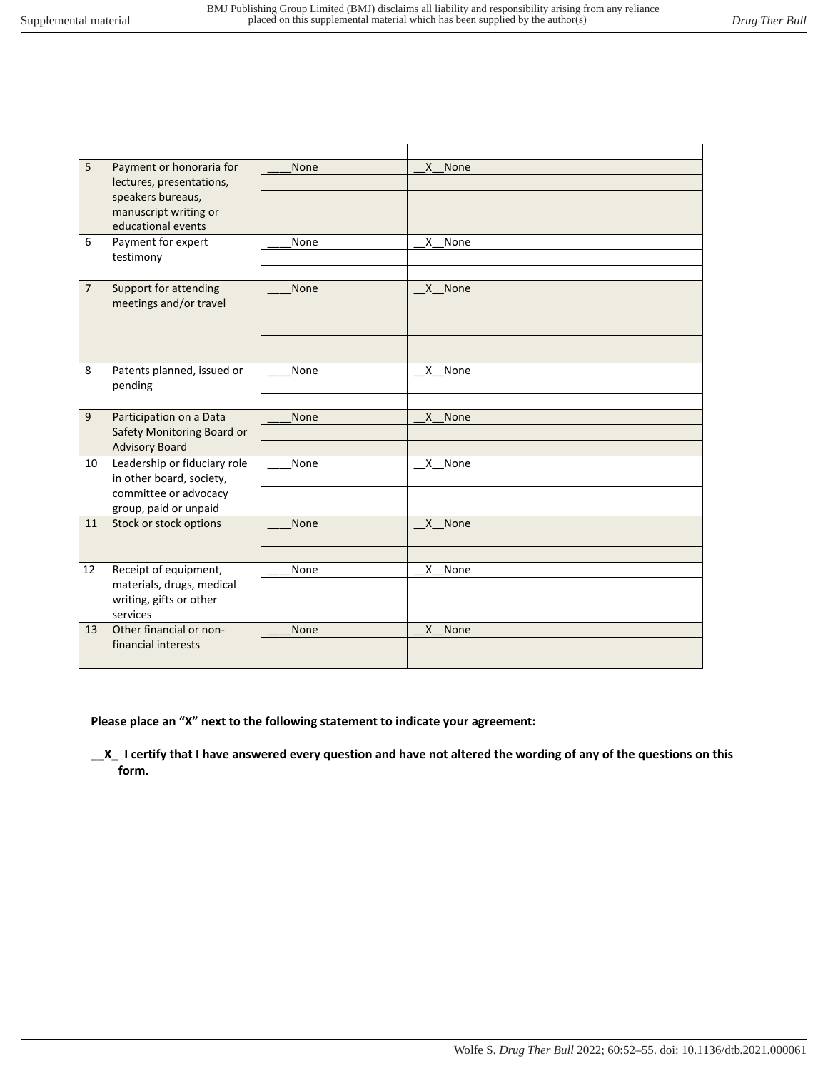| | | | |
|---|---|---|---|
| 5 | Payment or honoraria for lectures, presentations, speakers bureaus, manuscript writing or educational events | ____None | __X__None |
| | | | |
| | | | |
| 6 | Payment for expert testimony | ____None | __X__None |
| | | | |
| | | | |
| 7 | Support for attending meetings and/or travel | ____None | __X__None |
| | | | |
| | | | |
| 8 | Patents planned, issued or pending | ____None | __X__None |
| | | | |
| | | | |
| 9 | Participation on a Data Safety Monitoring Board or Advisory Board | ____None | __X__None |
| | | | |
| | | | |
| 10 | Leadership or fiduciary role in other board, society, committee or advocacy group, paid or unpaid | ____None | __X__None |
| | | | |
| | | | |
| 11 | Stock or stock options | ____None | __X__None |
| | | | |
| | | | |
| 12 | Receipt of equipment, materials, drugs, medical writing, gifts or other services | ____None | __X__None |
| | | | |
| | | | |
| 13 | Other financial or non-financial interests | ____None | __X__None |
| | | | |
| | | | |

**Please place an "X" next to the following statement to indicate your agreement:**

**__X_ I certify that I have answered every question and have not altered the wording of any of the questions on this form.**